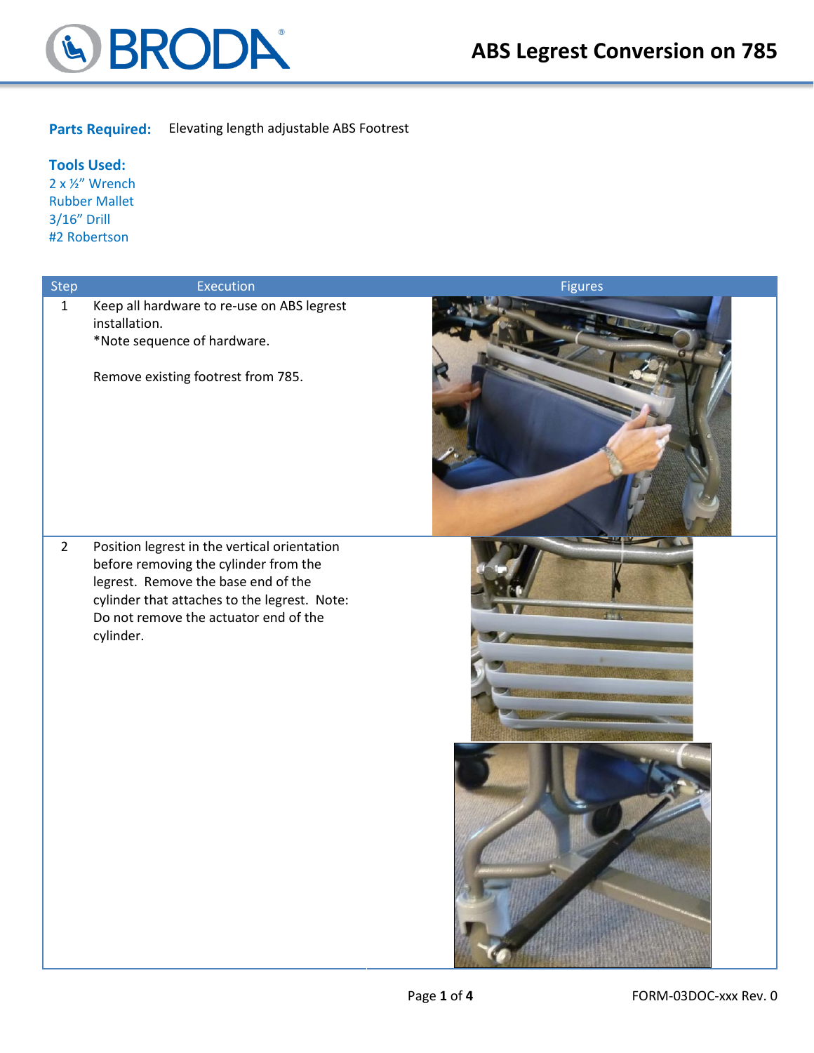# ABS Legrest Conversion on 785

**Parts Required:** Elevating length adjustable ABS Footrest

**Tools Used:**
2 x ½" Wrench
Rubber Mallet
3/16" Drill
#2 Robertson

| Step | Execution | Figures |
|---|---|---|
| 1 | Keep all hardware to re-use on ABS legrest installation.<br>*Note sequence of hardware.<br><br>Remove existing footrest from 785. | |
| 2 | Position legrest in the vertical orientation before removing the cylinder from the legrest. Remove the base end of the cylinder that attaches to the legrest. Note: Do not remove the actuator end of the cylinder. | |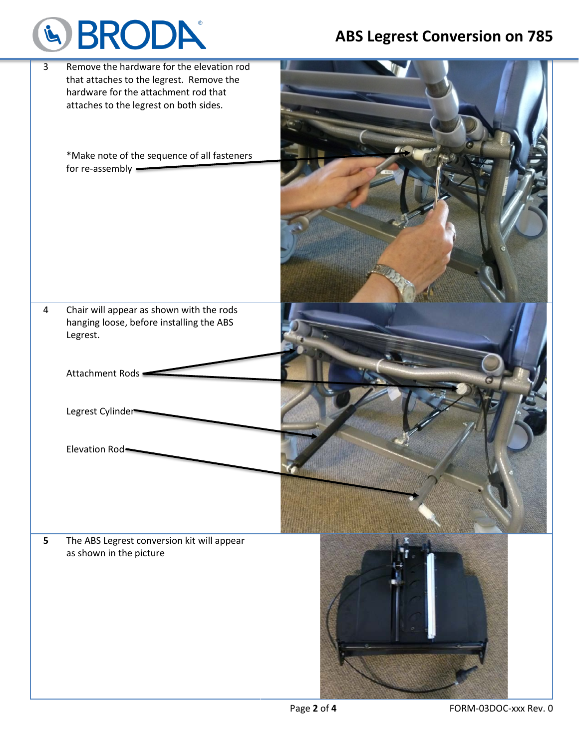| | | |
|---|---|---|
| 3 | Remove the hardware for the elevation rod that attaches to the legrest. Remove the hardware for the attachment rod that attaches to the legrest on both sides.<br><br>*Make note of the sequence of all fasteners for re-assembly | |
| 4 | Chair will appear as shown with the rods hanging loose, before installing the ABS Legrest.<br><br>Attachment Rods<br><br>Legrest Cylinder<br><br>Elevation Rod | |
| **5** | The ABS Legrest conversion kit will appear as shown in the picture | |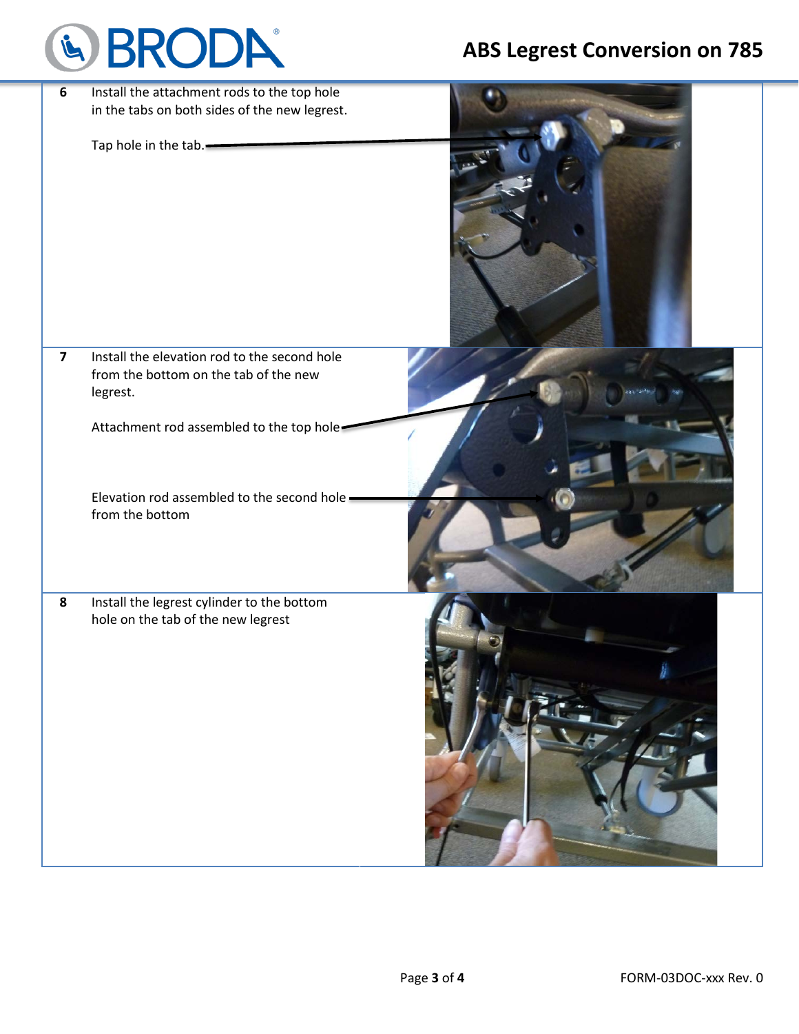| | | |
|---|---|---|
| 6 | Install the attachment rods to the top hole in the tabs on both sides of the new legrest.<br><br>Tap hole in the tab. | |
| 7 | Install the elevation rod to the second hole from the bottom on the tab of the new legrest.<br><br>Attachment rod assembled to the top hole<br><br>Elevation rod assembled to the second hole from the bottom | |
| 8 | Install the legrest cylinder to the bottom hole on the tab of the new legrest | |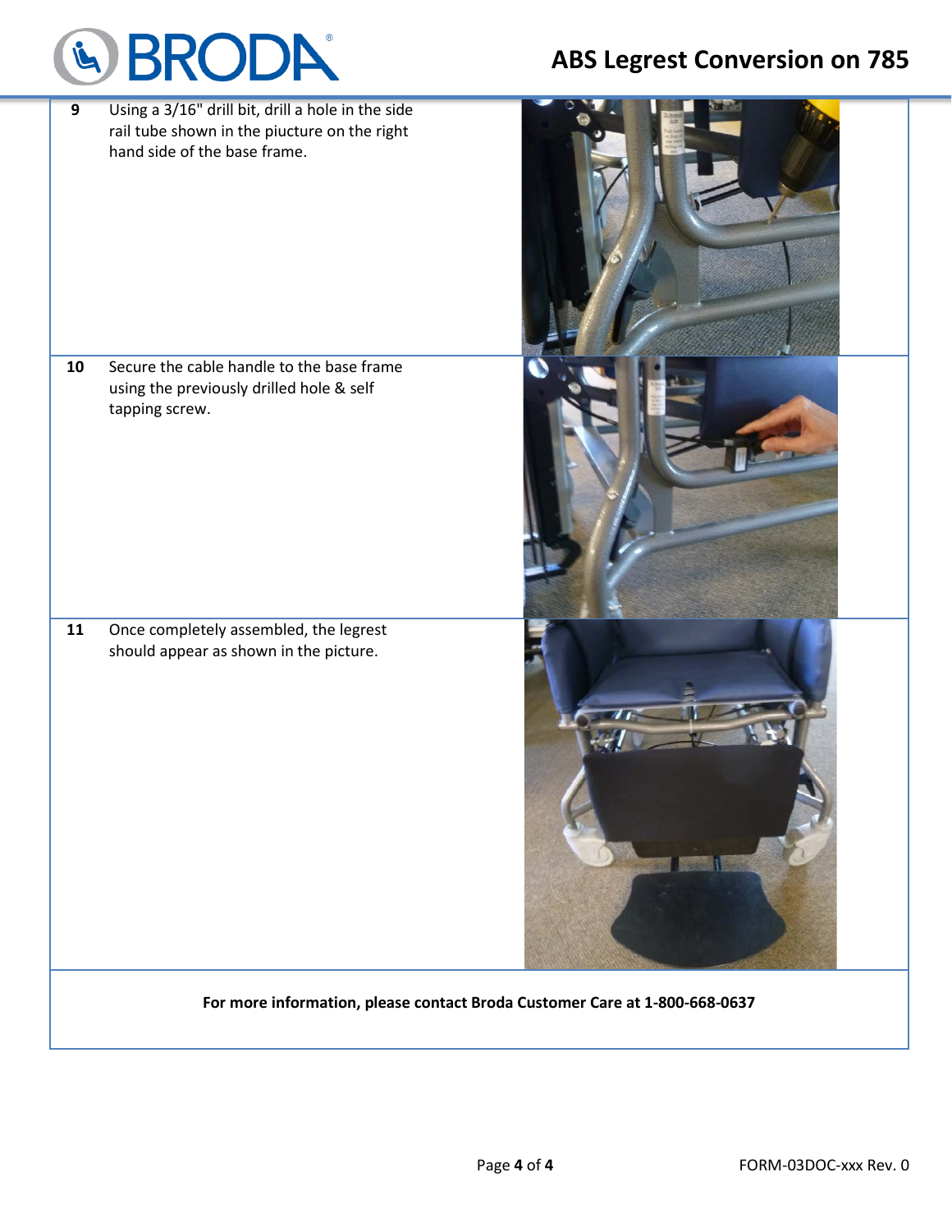| | |
|---|---|
| **9** | Using a 3/16" drill bit, drill a hole in the side rail tube shown in the piucture on the right hand side of the base frame. |
| **10** | Secure the cable handle to the base frame using the previously drilled hole & self tapping screw. |
| **11** | Once completely assembled, the legrest should appear as shown in the picture. |

**For more information, please contact Broda Customer Care at 1-800-668-0637**